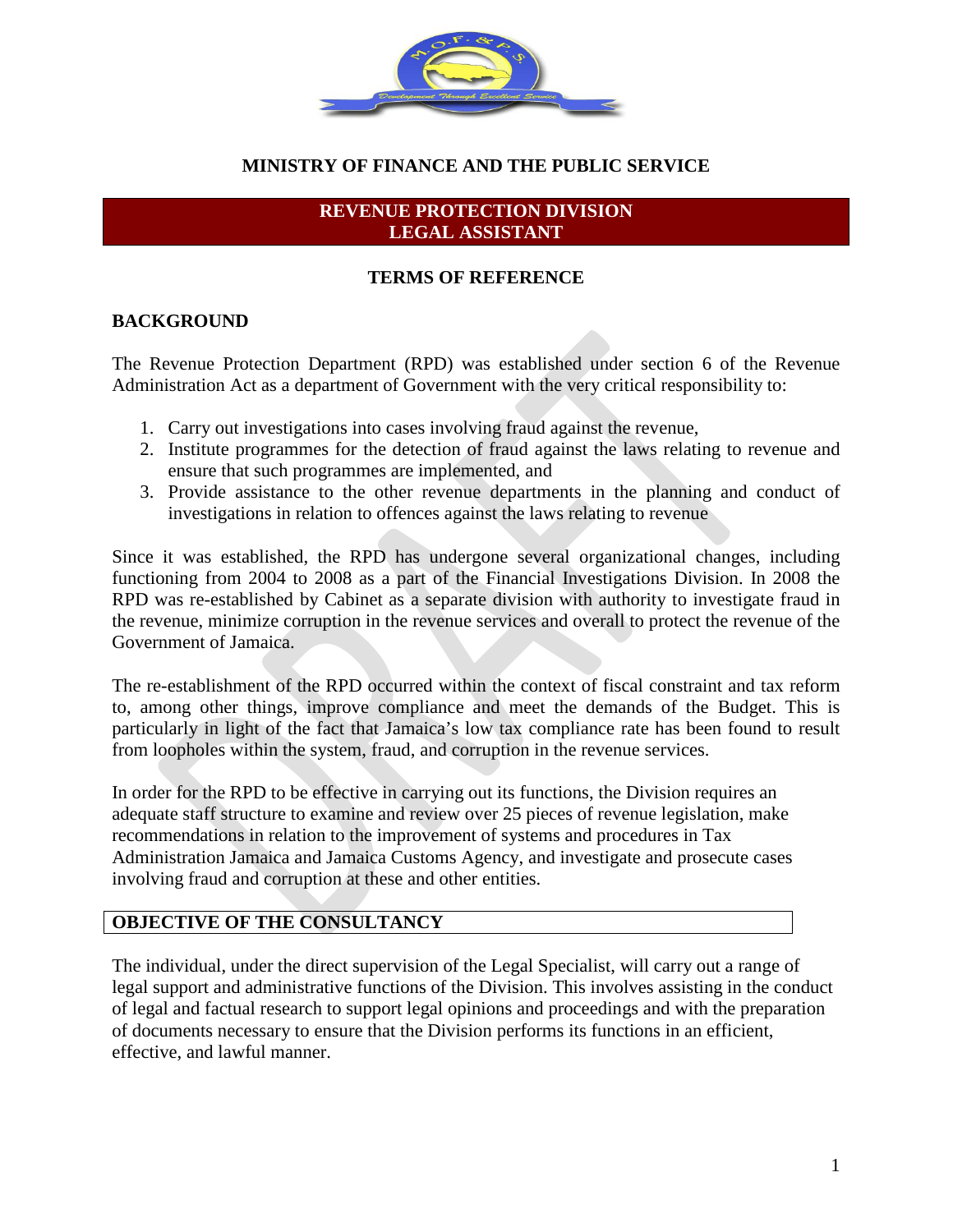# MINISTRY OF FINANCE AND THE PUBLIC SERVICE

## REVENUE PROTECTION DIVISION
## LEGAL ASSISTANT

### TERMS OF REFERENCE

### BACKGROUND

The Revenue Protection Department (RPD) was established under section 6 of the Revenue Administration Act as a department of Government with the very critical responsibility to:

1. Carry out investigations into cases involving fraud against the revenue,
2. Institute programmes for the detection of fraud against the laws relating to revenue and ensure that such programmes are implemented, and
3. Provide assistance to the other revenue departments in the planning and conduct of investigations in relation to offences against the laws relating to revenue

Since it was established, the RPD has undergone several organizational changes, including functioning from 2004 to 2008 as a part of the Financial Investigations Division. In 2008 the RPD was re-established by Cabinet as a separate division with authority to investigate fraud in the revenue, minimize corruption in the revenue services and overall to protect the revenue of the Government of Jamaica.

The re-establishment of the RPD occurred within the context of fiscal constraint and tax reform to, among other things, improve compliance and meet the demands of the Budget. This is particularly in light of the fact that Jamaica's low tax compliance rate has been found to result from loopholes within the system, fraud, and corruption in the revenue services.

In order for the RPD to be effective in carrying out its functions, the Division requires an adequate staff structure to examine and review over 25 pieces of revenue legislation, make recommendations in relation to the improvement of systems and procedures in Tax Administration Jamaica and Jamaica Customs Agency, and investigate and prosecute cases involving fraud and corruption at these and other entities.

### OBJECTIVE OF THE CONSULTANCY

The individual, under the direct supervision of the Legal Specialist, will carry out a range of legal support and administrative functions of the Division. This involves assisting in the conduct of legal and factual research to support legal opinions and proceedings and with the preparation of documents necessary to ensure that the Division performs its functions in an efficient, effective, and lawful manner.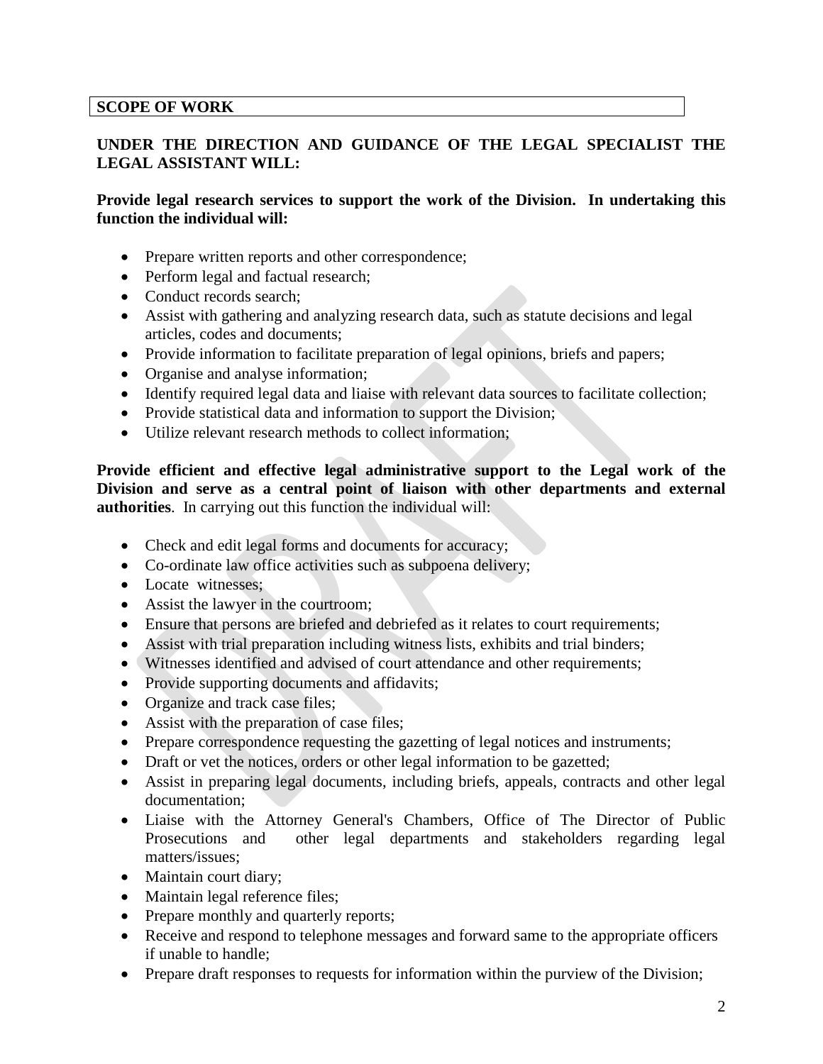## SCOPE OF WORK

**UNDER THE DIRECTION AND GUIDANCE OF THE LEGAL SPECIALIST THE LEGAL ASSISTANT WILL:**

**Provide legal research services to support the work of the Division. In undertaking this function the individual will:**

- Prepare written reports and other correspondence;
- Perform legal and factual research;
- Conduct records search;
- Assist with gathering and analyzing research data, such as statute decisions and legal articles, codes and documents;
- Provide information to facilitate preparation of legal opinions, briefs and papers;
- Organise and analyse information;
- Identify required legal data and liaise with relevant data sources to facilitate collection;
- Provide statistical data and information to support the Division;
- Utilize relevant research methods to collect information;

**Provide efficient and effective legal administrative support to the Legal work of the Division and serve as a central point of liaison with other departments and external authorities**. In carrying out this function the individual will:

- Check and edit legal forms and documents for accuracy;
- Co-ordinate law office activities such as subpoena delivery;
- Locate witnesses;
- Assist the lawyer in the courtroom;
- Ensure that persons are briefed and debriefed as it relates to court requirements;
- Assist with trial preparation including witness lists, exhibits and trial binders;
- Witnesses identified and advised of court attendance and other requirements;
- Provide supporting documents and affidavits;
- Organize and track case files;
- Assist with the preparation of case files;
- Prepare correspondence requesting the gazetting of legal notices and instruments;
- Draft or vet the notices, orders or other legal information to be gazetted;
- Assist in preparing legal documents, including briefs, appeals, contracts and other legal documentation;
- Liaise with the Attorney General's Chambers, Office of The Director of Public Prosecutions and other legal departments and stakeholders regarding legal matters/issues;
- Maintain court diary;
- Maintain legal reference files;
- Prepare monthly and quarterly reports;
- Receive and respond to telephone messages and forward same to the appropriate officers if unable to handle;
- Prepare draft responses to requests for information within the purview of the Division;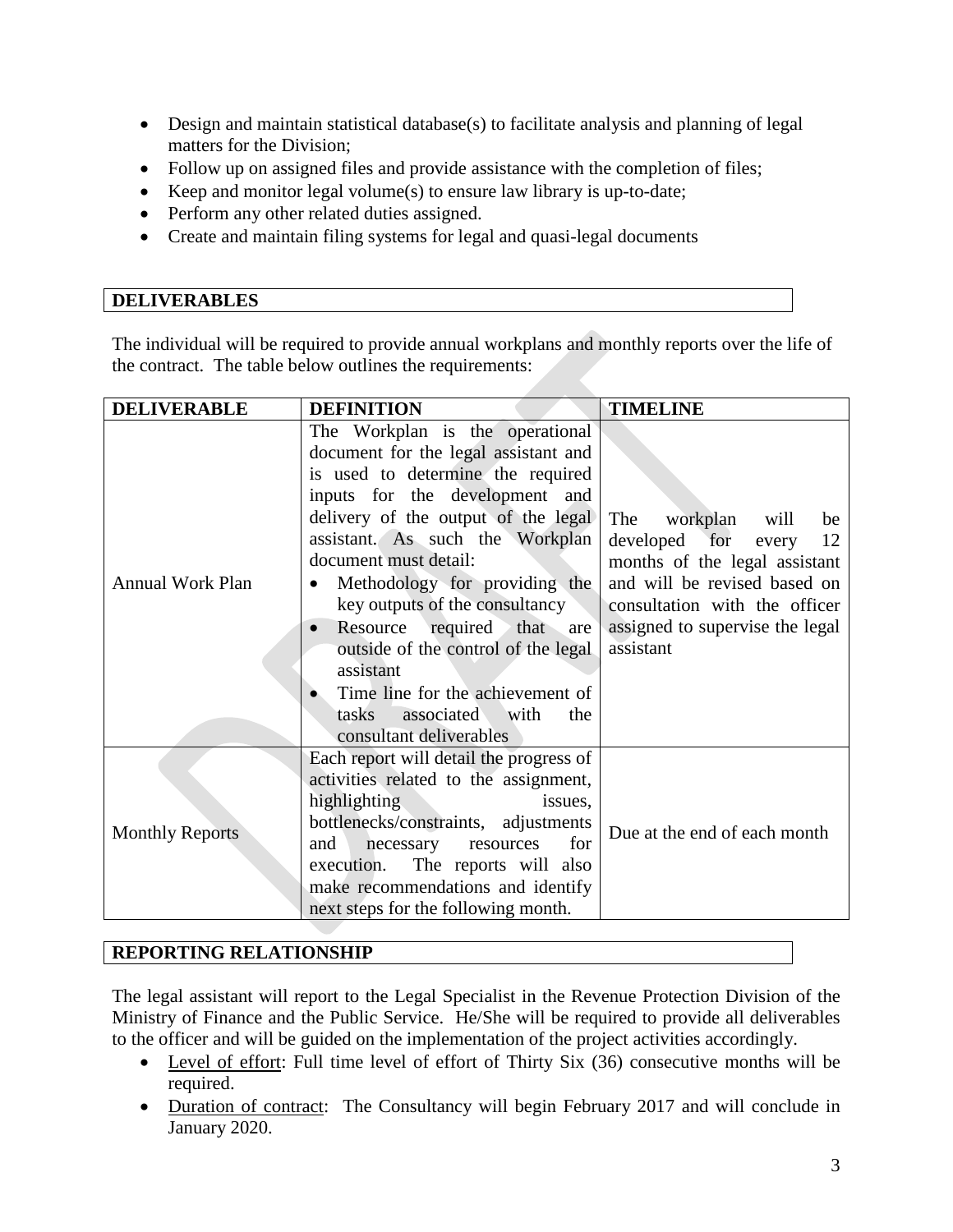- Design and maintain statistical database(s) to facilitate analysis and planning of legal matters for the Division;
- Follow up on assigned files and provide assistance with the completion of files;
- Keep and monitor legal volume(s) to ensure law library is up-to-date;
- Perform any other related duties assigned.
- Create and maintain filing systems for legal and quasi-legal documents

## DELIVERABLES

The individual will be required to provide annual workplans and monthly reports over the life of the contract. The table below outlines the requirements:

| DELIVERABLE | DEFINITION | TIMELINE |
|---|---|---|
| Annual Work Plan | The Workplan is the operational document for the legal assistant and is used to determine the required inputs for the development and delivery of the output of the legal assistant. As such the Workplan document must detail:<br>• Methodology for providing the key outputs of the consultancy<br>• Resource required that are outside of the control of the legal assistant<br>• Time line for the achievement of tasks associated with the consultant deliverables | The workplan will be developed for every 12 months of the legal assistant and will be revised based on consultation with the officer assigned to supervise the legal assistant |
| Monthly Reports | Each report will detail the progress of activities related to the assignment, highlighting issues, bottlenecks/constraints, adjustments and necessary resources for execution. The reports will also make recommendations and identify next steps for the following month. | Due at the end of each month |

## REPORTING RELATIONSHIP

The legal assistant will report to the Legal Specialist in the Revenue Protection Division of the Ministry of Finance and the Public Service. He/She will be required to provide all deliverables to the officer and will be guided on the implementation of the project activities accordingly.

- Level of effort: Full time level of effort of Thirty Six (36) consecutive months will be required.
- Duration of contract: The Consultancy will begin February 2017 and will conclude in January 2020.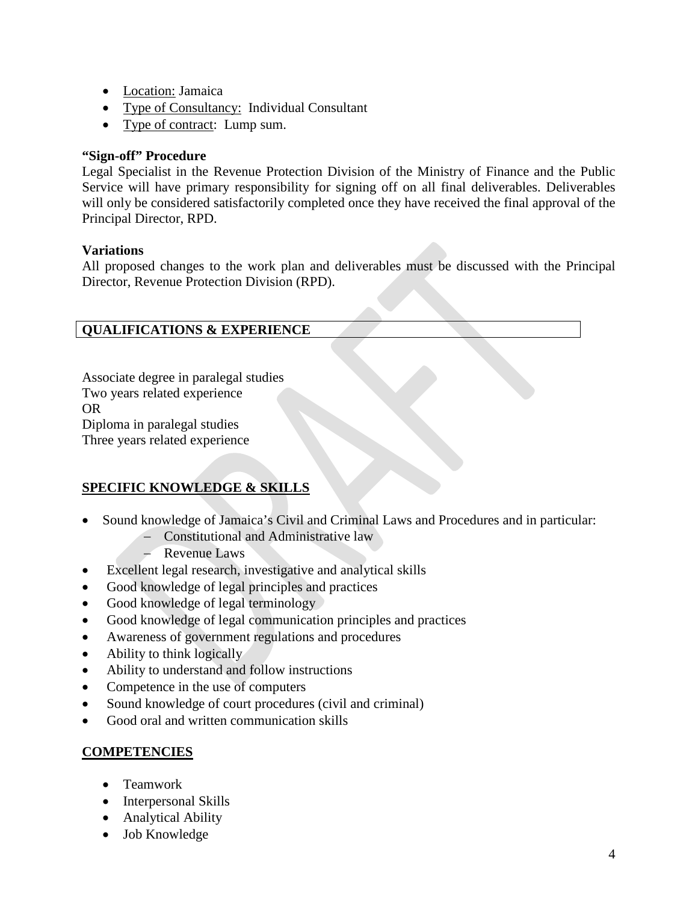- Location: Jamaica
- Type of Consultancy: Individual Consultant
- Type of contract: Lump sum.

**"Sign-off" Procedure**

Legal Specialist in the Revenue Protection Division of the Ministry of Finance and the Public Service will have primary responsibility for signing off on all final deliverables. Deliverables will only be considered satisfactorily completed once they have received the final approval of the Principal Director, RPD.

**Variations**

All proposed changes to the work plan and deliverables must be discussed with the Principal Director, Revenue Protection Division (RPD).

## QUALIFICATIONS & EXPERIENCE

Associate degree in paralegal studies
Two years related experience
OR
Diploma in paralegal studies
Three years related experience

## SPECIFIC KNOWLEDGE & SKILLS

- Sound knowledge of Jamaica's Civil and Criminal Laws and Procedures and in particular:
  - Constitutional and Administrative law
  - Revenue Laws
- Excellent legal research, investigative and analytical skills
- Good knowledge of legal principles and practices
- Good knowledge of legal terminology
- Good knowledge of legal communication principles and practices
- Awareness of government regulations and procedures
- Ability to think logically
- Ability to understand and follow instructions
- Competence in the use of computers
- Sound knowledge of court procedures (civil and criminal)
- Good oral and written communication skills

## COMPETENCIES

- Teamwork
- Interpersonal Skills
- Analytical Ability
- Job Knowledge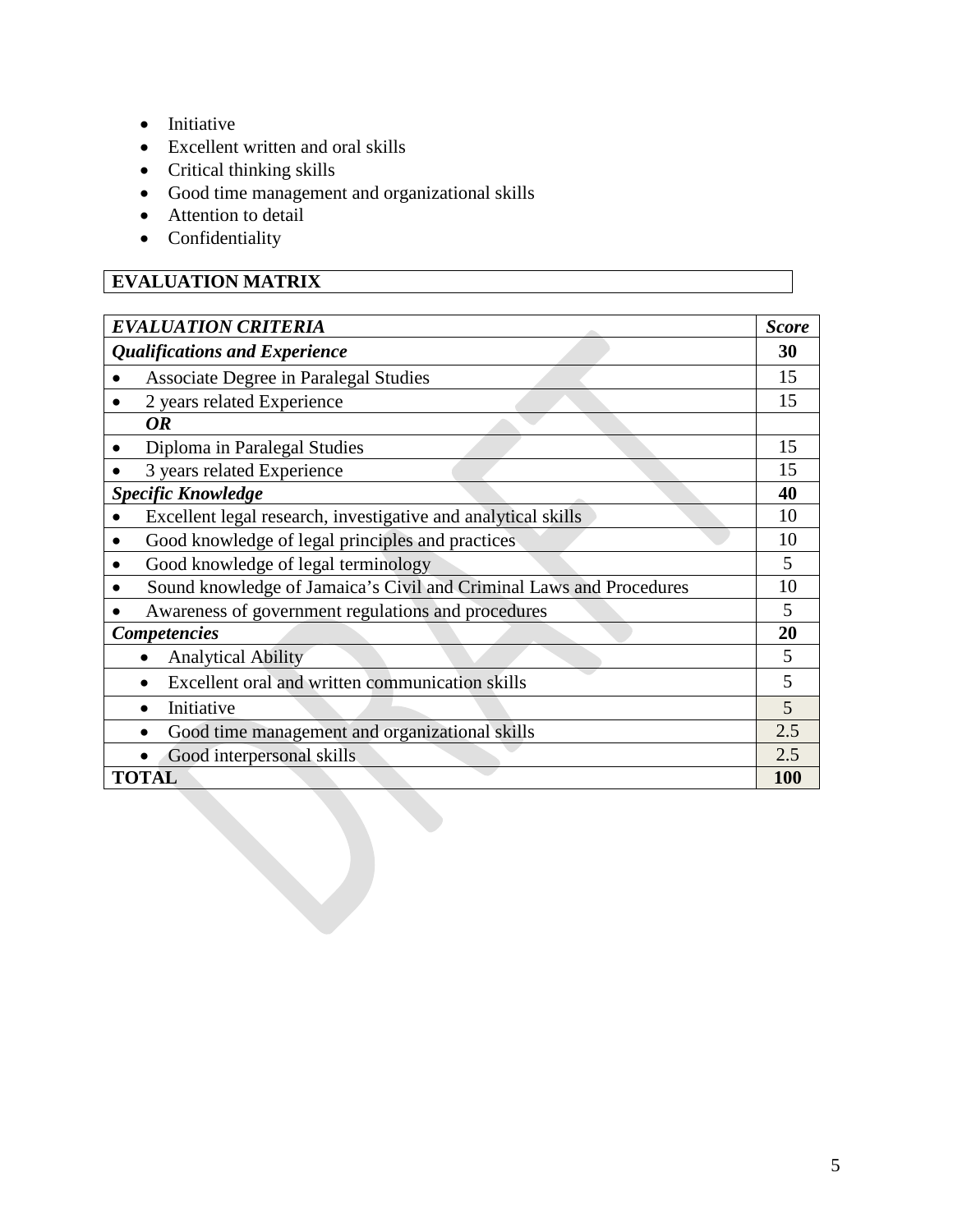- Initiative
- Excellent written and oral skills
- Critical thinking skills
- Good time management and organizational skills
- Attention to detail
- Confidentiality

**EVALUATION MATRIX**

| ***EVALUATION CRITERIA*** | ***Score*** |
|---|---|
| ***Qualifications and Experience*** | **30** |
| • Associate Degree in Paralegal Studies | 15 |
| • 2 years related Experience | 15 |
| ***OR*** | |
| • Diploma in Paralegal Studies | 15 |
| • 3 years related Experience | 15 |
| ***Specific Knowledge*** | **40** |
| • Excellent legal research, investigative and analytical skills | 10 |
| • Good knowledge of legal principles and practices | 10 |
| • Good knowledge of legal terminology | 5 |
| • Sound knowledge of Jamaica's Civil and Criminal Laws and Procedures | 10 |
| • Awareness of government regulations and procedures | 5 |
| ***Competencies*** | **20** |
| • Analytical Ability | 5 |
| • Excellent oral and written communication skills | 5 |
| • Initiative | 5 |
| • Good time management and organizational skills | 2.5 |
| • Good interpersonal skills | 2.5 |
| **TOTAL** | **100** |